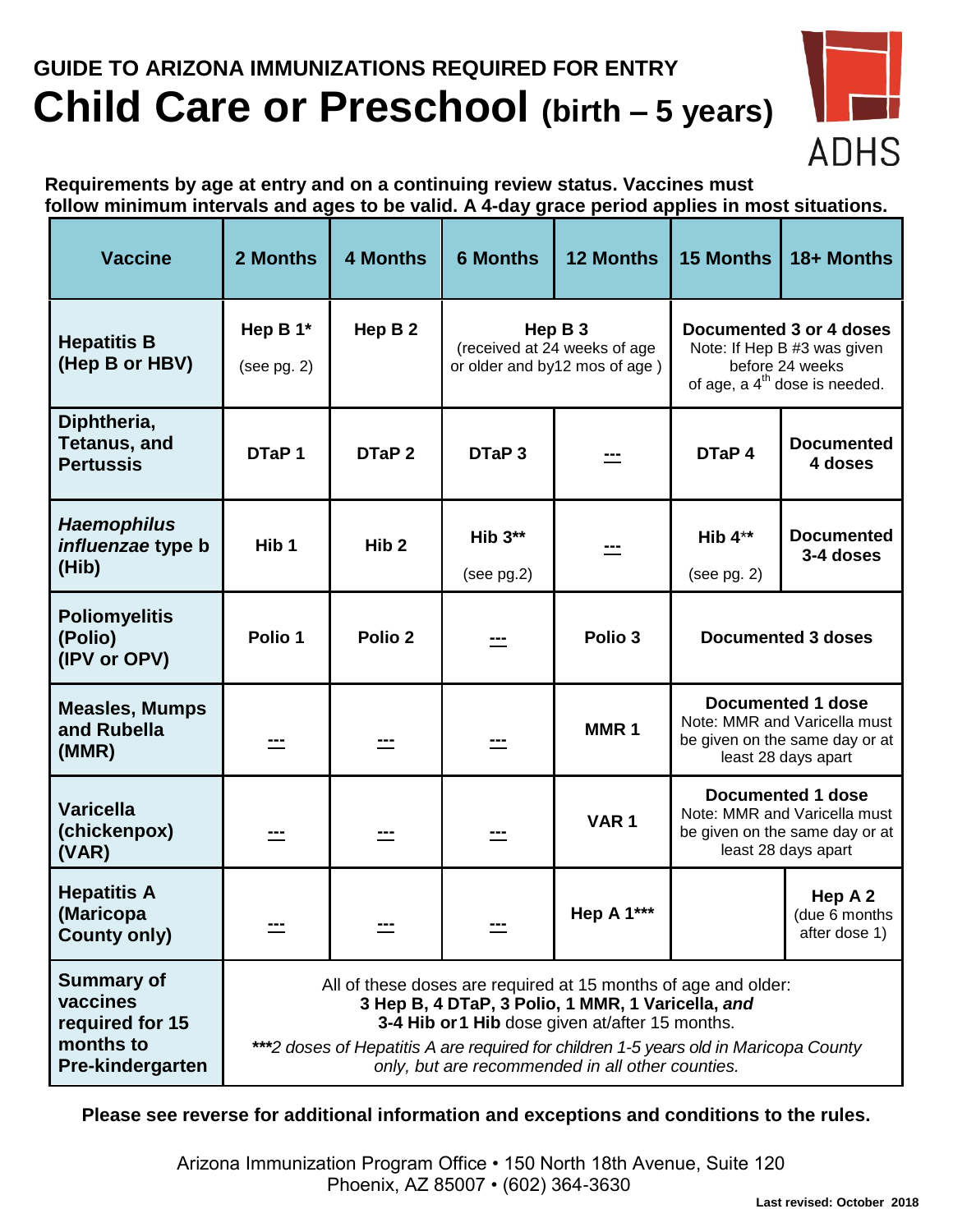## GUIDE TO ARIZONA IMMUNIZATIONS REQUIRED FOR ENTRY

# Child Care or Preschool (birth – 5 years)

ADHS

**Requirements by age at entry and on a continuing review status. Vaccines must follow minimum intervals and ages to be valid. A 4-day grace period applies in most situations.**

| Vaccine | 2 Months | 4 Months | 6 Months | 12 Months | 15 Months | 18+ Months |
|---|---|---|---|---|---|---|
| **Hepatitis B (Hep B or HBV)** | **Hep B 1*** (see pg. 2) | **Hep B 2** | **Hep B 3** (received at 24 weeks of age or older and by12 mos of age ) | | **Documented 3 or 4 doses** Note: If Hep B #3 was given before 24 weeks of age, a 4th dose is needed. | |
| **Diphtheria, Tetanus, and Pertussis** | **DTaP 1** | **DTaP 2** | **DTaP 3** | --- | **DTaP 4** | **Documented 4 doses** |
| ***Haemophilus influenzae* type b (Hib)** | **Hib 1** | **Hib 2** | **Hib 3**** (see pg.2) | --- | **Hib 4**** (see pg. 2) | **Documented 3-4 doses** |
| **Poliomyelitis (Polio) (IPV or OPV)** | **Polio 1** | **Polio 2** | --- | **Polio 3** | **Documented 3 doses** | |
| **Measles, Mumps and Rubella (MMR)** | --- | --- | --- | **MMR 1** | **Documented 1 dose** Note: MMR and Varicella must be given on the same day or at least 28 days apart | |
| **Varicella (chickenpox) (VAR)** | --- | --- | --- | **VAR 1** | **Documented 1 dose** Note: MMR and Varicella must be given on the same day or at least 28 days apart | |
| **Hepatitis A (Maricopa County only)** | --- | --- | --- | **Hep A 1***** | | **Hep A 2** (due 6 months after dose 1) |
| **Summary of vaccines required for 15 months to Pre-kindergarten** | All of these doses are required at 15 months of age and older: **3 Hep B, 4 DTaP, 3 Polio, 1 MMR, 1 Varicella, *and* 3-4 Hib or 1 Hib** dose given at/after 15 months. ****\*\*\**2 doses of Hepatitis A are required for children 1-5 years old in Maricopa County only, but are recommended in all other counties.* | | | | | |

**Please see reverse for additional information and exceptions and conditions to the rules.**

Arizona Immunization Program Office • 150 North 18th Avenue, Suite 120
Phoenix, AZ 85007 • (602) 364-3630

**Last revised: October 2018**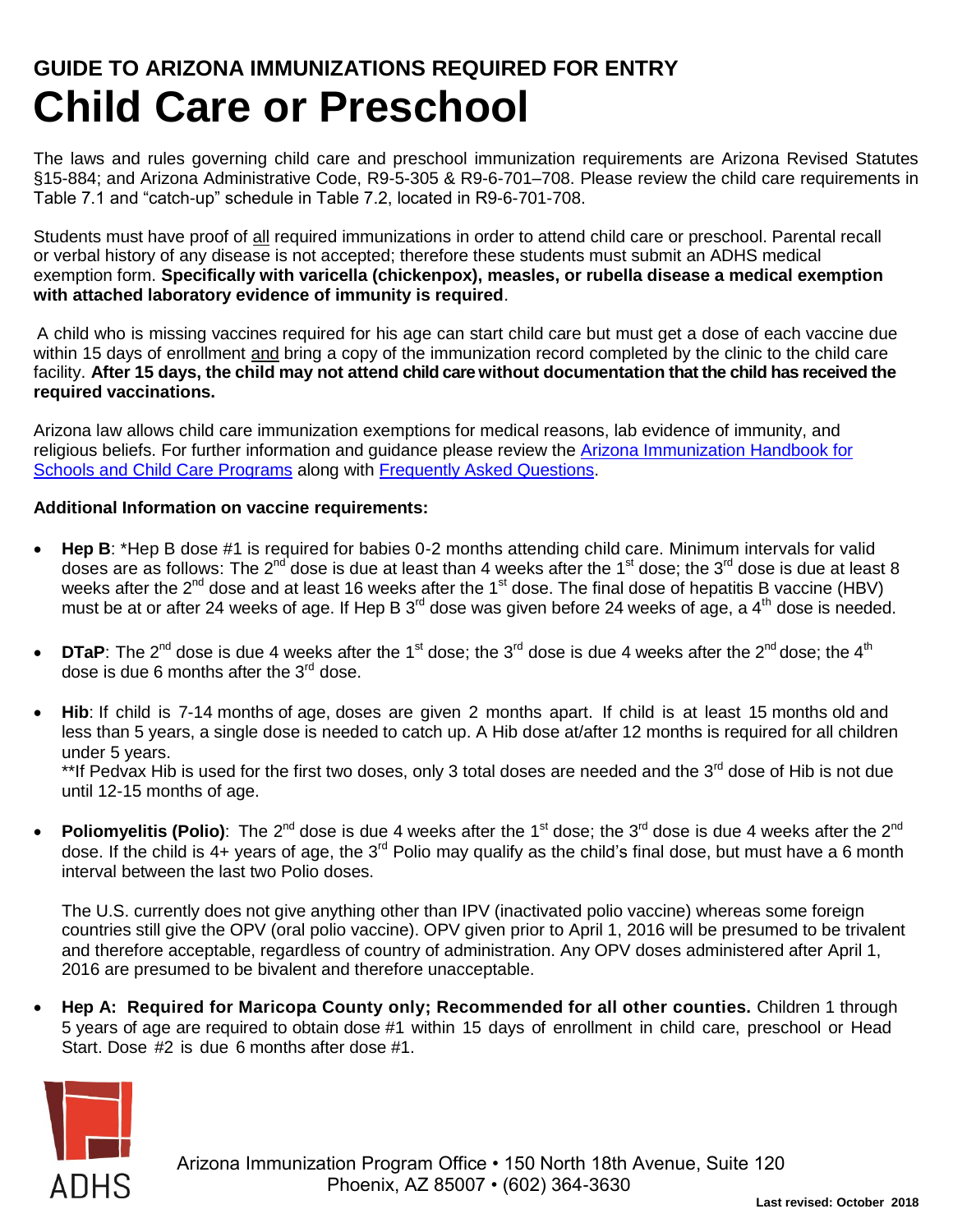GUIDE TO ARIZONA IMMUNIZATIONS REQUIRED FOR ENTRY

# Child Care or Preschool

The laws and rules governing child care and preschool immunization requirements are Arizona Revised Statutes §15-884; and Arizona Administrative Code, R9-5-305 & R9-6-701–708. Please review the child care requirements in Table 7.1 and "catch-up" schedule in Table 7.2, located in R9-6-701-708.

Students must have proof of all required immunizations in order to attend child care or preschool. Parental recall or verbal history of any disease is not accepted; therefore these students must submit an ADHS medical exemption form. **Specifically with varicella (chickenpox), measles, or rubella disease a medical exemption with attached laboratory evidence of immunity is required**.

A child who is missing vaccines required for his age can start child care but must get a dose of each vaccine due within 15 days of enrollment and bring a copy of the immunization record completed by the clinic to the child care facility. **After 15 days, the child may not attend child care without documentation that the child has received the required vaccinations.**

Arizona law allows child care immunization exemptions for medical reasons, lab evidence of immunity, and religious beliefs. For further information and guidance please review the Arizona Immunization Handbook for Schools and Child Care Programs along with Frequently Asked Questions.

**Additional Information on vaccine requirements:**

- **Hep B**: *Hep B dose #1 is required for babies 0-2 months attending child care. Minimum intervals for valid doses are as follows: The 2nd dose is due at least than 4 weeks after the 1st dose; the 3rd dose is due at least 8 weeks after the 2nd dose and at least 16 weeks after the 1st dose. The final dose of hepatitis B vaccine (HBV) must be at or after 24 weeks of age. If Hep B 3rd dose was given before 24 weeks of age, a 4th dose is needed.

- **DTaP**: The 2nd dose is due 4 weeks after the 1st dose; the 3rd dose is due 4 weeks after the 2nd dose; the 4th dose is due 6 months after the 3rd dose.

- **Hib**: If child is 7-14 months of age, doses are given 2 months apart. If child is at least 15 months old and less than 5 years, a single dose is needed to catch up. A Hib dose at/after 12 months is required for all children under 5 years.
  **If Pedvax Hib is used for the first two doses, only 3 total doses are needed and the 3rd dose of Hib is not due until 12-15 months of age.

- **Poliomyelitis (Polio)**: The 2nd dose is due 4 weeks after the 1st dose; the 3rd dose is due 4 weeks after the 2nd dose. If the child is 4+ years of age, the 3rd Polio may qualify as the child's final dose, but must have a 6 month interval between the last two Polio doses.

  The U.S. currently does not give anything other than IPV (inactivated polio vaccine) whereas some foreign countries still give the OPV (oral polio vaccine). OPV given prior to April 1, 2016 will be presumed to be trivalent and therefore acceptable, regardless of country of administration. Any OPV doses administered after April 1, 2016 are presumed to be bivalent and therefore unacceptable.

- **Hep A: Required for Maricopa County only; Recommended for all other counties.** Children 1 through 5 years of age are required to obtain dose #1 within 15 days of enrollment in child care, preschool or Head Start. Dose #2 is due 6 months after dose #1.

ADHS

Arizona Immunization Program Office • 150 North 18th Avenue, Suite 120
Phoenix, AZ 85007 • (602) 364-3630

**Last revised: October 2018**